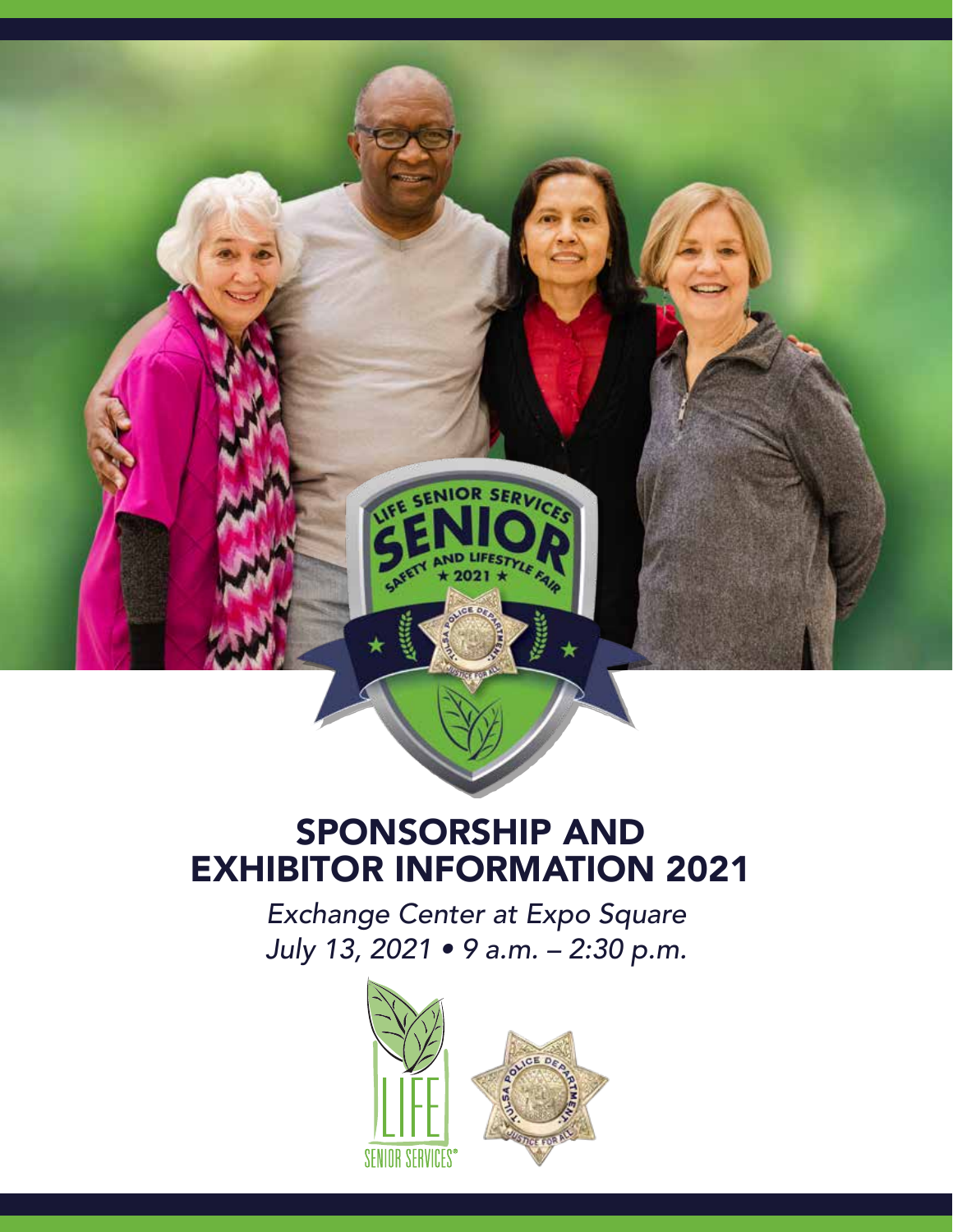# SPONSORSHIP AND EXHIBITOR INFORMATION 2021

*Exchange Center at Expo Square*
*July 13, 2021 • 9 a.m. – 2:30 p.m.*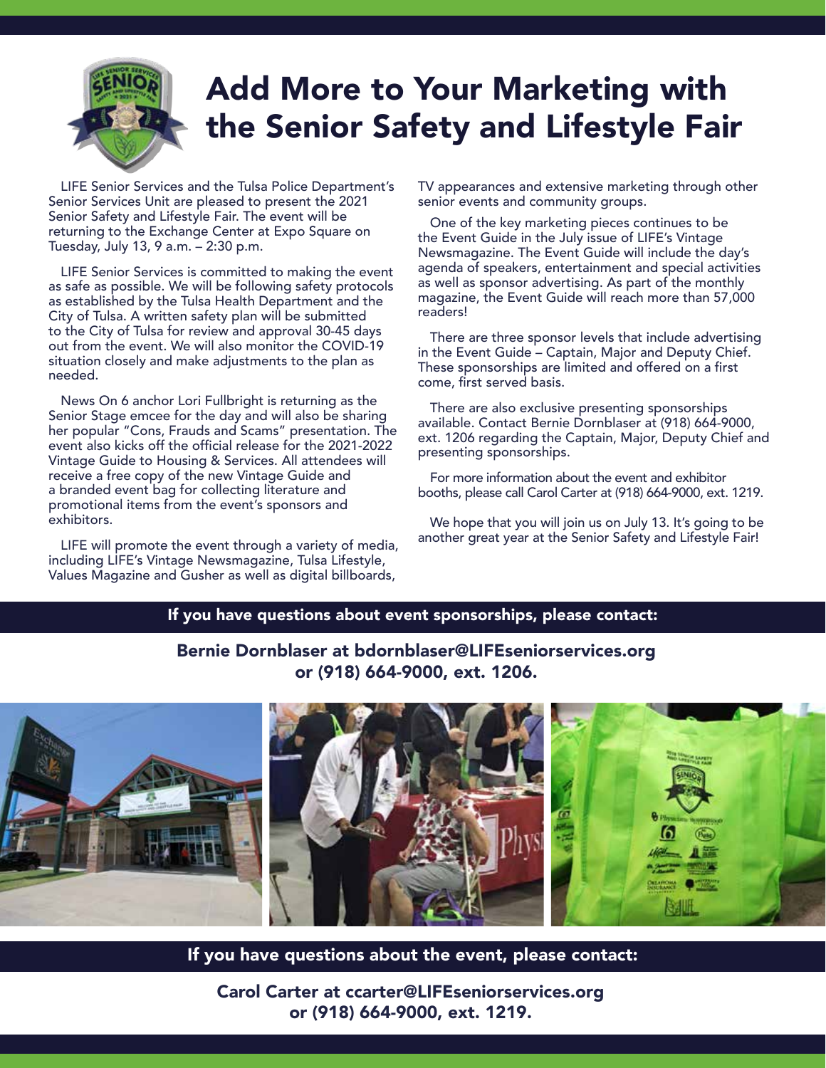# Add More to Your Marketing with the Senior Safety and Lifestyle Fair

LIFE Senior Services and the Tulsa Police Department's Senior Services Unit are pleased to present the 2021 Senior Safety and Lifestyle Fair. The event will be returning to the Exchange Center at Expo Square on Tuesday, July 13, 9 a.m. – 2:30 p.m.

LIFE Senior Services is committed to making the event as safe as possible. We will be following safety protocols as established by the Tulsa Health Department and the City of Tulsa. A written safety plan will be submitted to the City of Tulsa for review and approval 30-45 days out from the event. We will also monitor the COVID-19 situation closely and make adjustments to the plan as needed.

News On 6 anchor Lori Fullbright is returning as the Senior Stage emcee for the day and will also be sharing her popular "Cons, Frauds and Scams" presentation. The event also kicks off the official release for the 2021-2022 Vintage Guide to Housing & Services. All attendees will receive a free copy of the new Vintage Guide and a branded event bag for collecting literature and promotional items from the event's sponsors and exhibitors.

LIFE will promote the event through a variety of media, including LIFE's Vintage Newsmagazine, Tulsa Lifestyle, Values Magazine and Gusher as well as digital billboards, TV appearances and extensive marketing through other senior events and community groups.

One of the key marketing pieces continues to be the Event Guide in the July issue of LIFE's Vintage Newsmagazine. The Event Guide will include the day's agenda of speakers, entertainment and special activities as well as sponsor advertising. As part of the monthly magazine, the Event Guide will reach more than 57,000 readers!

There are three sponsor levels that include advertising in the Event Guide – Captain, Major and Deputy Chief. These sponsorships are limited and offered on a first come, first served basis.

There are also exclusive presenting sponsorships available. Contact Bernie Dornblaser at (918) 664-9000, ext. 1206 regarding the Captain, Major, Deputy Chief and presenting sponsorships.

For more information about the event and exhibitor booths, please call Carol Carter at (918) 664-9000, ext. 1219.

We hope that you will join us on July 13. It's going to be another great year at the Senior Safety and Lifestyle Fair!

**If you have questions about event sponsorships, please contact:**

**Bernie Dornblaser at bdornblaser@LIFEseniorservices.org or (918) 664-9000, ext. 1206.**

**If you have questions about the event, please contact:**

**Carol Carter at ccarter@LIFEseniorservices.org or (918) 664-9000, ext. 1219.**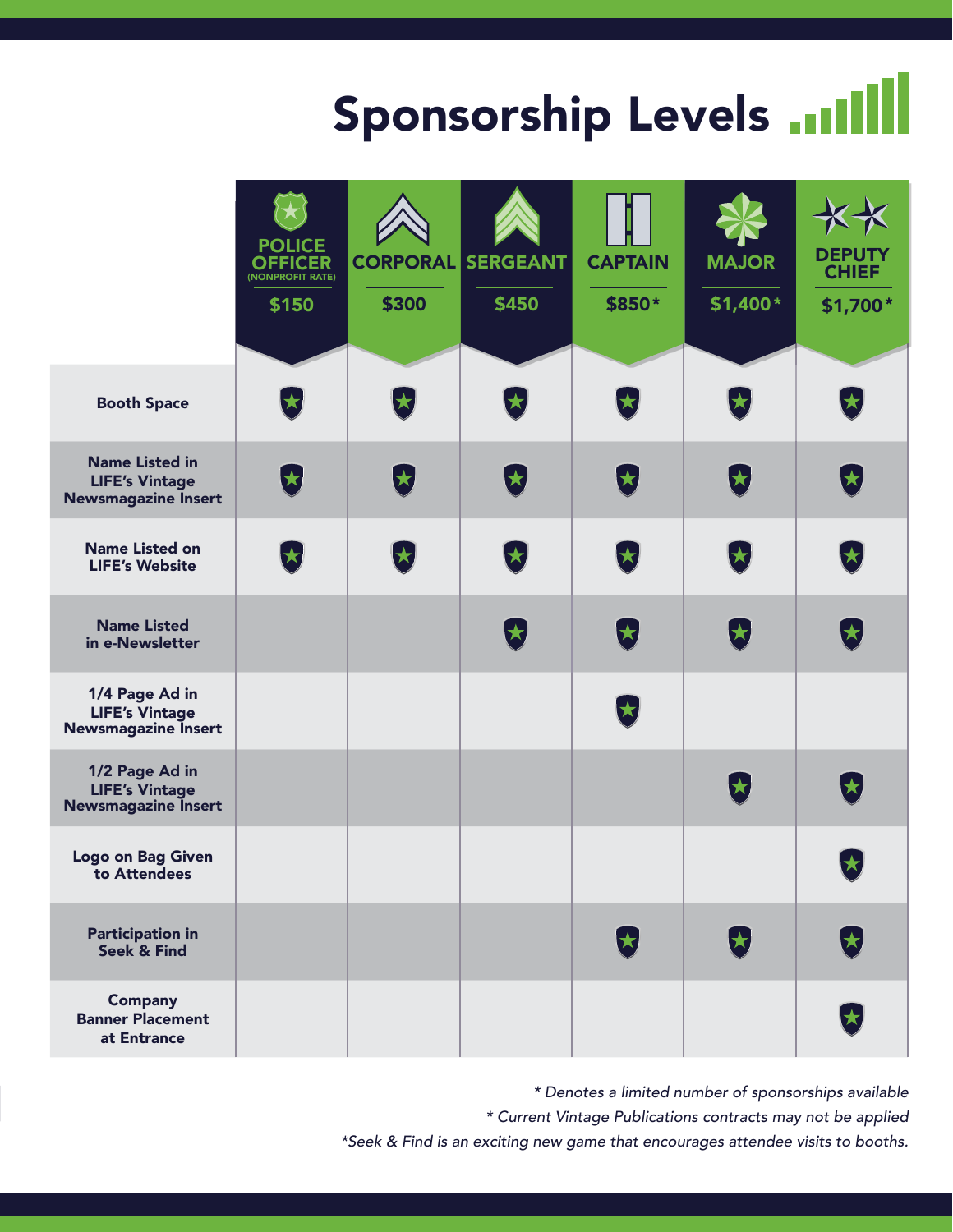# Sponsorship Levels

| | POLICE OFFICER (NONPROFIT RATE) $150 | CORPORAL $300 | SERGEANT $450 | CAPTAIN $850* | MAJOR $1,400* | DEPUTY CHIEF $1,700* |
|---|---|---|---|---|---|---|
| **Booth Space** | ✓ | ✓ | ✓ | ✓ | ✓ | ✓ |
| **Name Listed in LIFE's Vintage Newsmagazine Insert** | ✓ | ✓ | ✓ | ✓ | ✓ | ✓ |
| **Name Listed on LIFE's Website** | ✓ | ✓ | ✓ | ✓ | ✓ | ✓ |
| **Name Listed in e-Newsletter** | | | ✓ | ✓ | ✓ | ✓ |
| **1/4 Page Ad in LIFE's Vintage Newsmagazine Insert** | | | | ✓ | | |
| **1/2 Page Ad in LIFE's Vintage Newsmagazine Insert** | | | | | ✓ | ✓ |
| **Logo on Bag Given to Attendees** | | | | | | ✓ |
| **Participation in Seek & Find** | | | | ✓ | ✓ | ✓ |
| **Company Banner Placement at Entrance** | | | | | | ✓ |

*\* Denotes a limited number of sponsorships available*

*\* Current Vintage Publications contracts may not be applied*

*\*Seek & Find is an exciting new game that encourages attendee visits to booths.*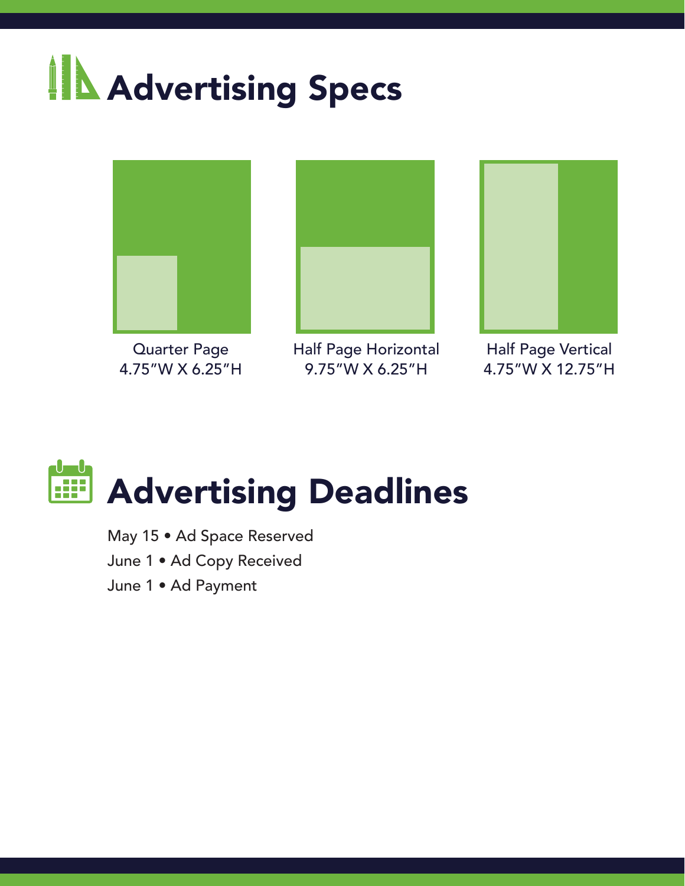# Advertising Specs

Quarter Page
4.75"W X 6.25"H

Half Page Horizontal
9.75"W X 6.25"H

Half Page Vertical
4.75"W X 12.75"H

# Advertising Deadlines

May 15 • Ad Space Reserved

June 1 • Ad Copy Received

June 1 • Ad Payment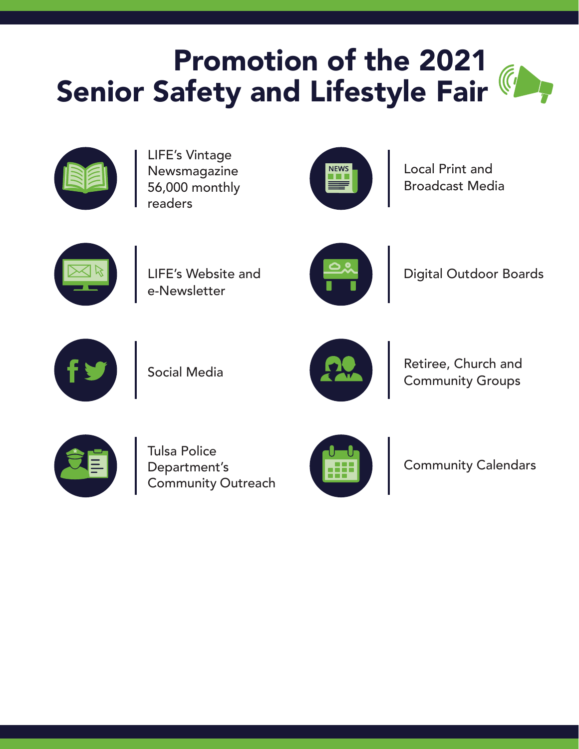# Promotion of the 2021 Senior Safety and Lifestyle Fair

- LIFE's Vintage Newsmagazine 56,000 monthly readers
- Local Print and Broadcast Media
- LIFE's Website and e-Newsletter
- Digital Outdoor Boards
- Social Media
- Retiree, Church and Community Groups
- Tulsa Police Department's Community Outreach
- Community Calendars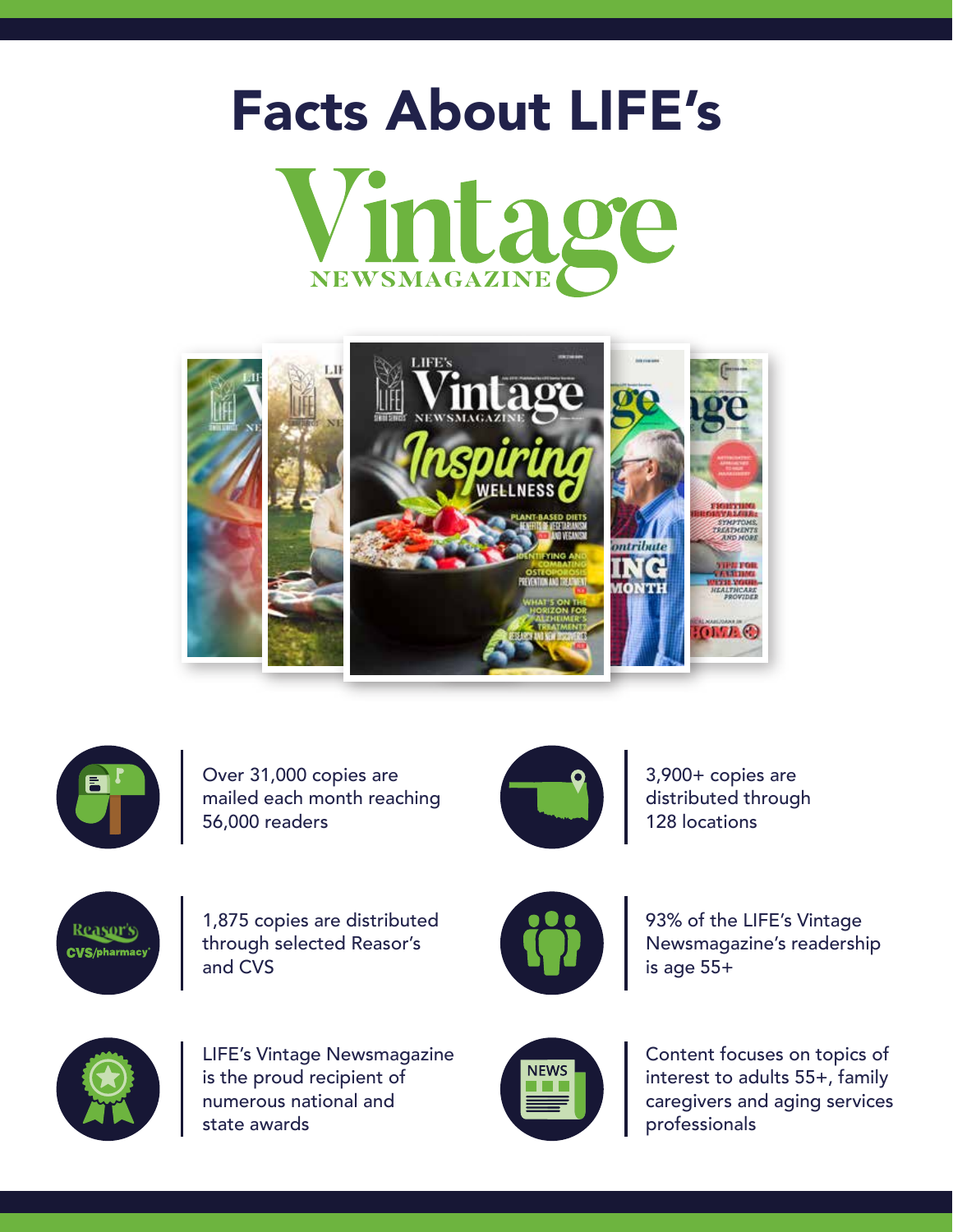# Facts About LIFE's

# Vintage

NEWSMAGAZINE

Over 31,000 copies are mailed each month reaching 56,000 readers

3,900+ copies are distributed through 128 locations

1,875 copies are distributed through selected Reasor's and CVS

93% of the LIFE's Vintage Newsmagazine's readership is age 55+

LIFE's Vintage Newsmagazine is the proud recipient of numerous national and state awards

Content focuses on topics of interest to adults 55+, family caregivers and aging services professionals